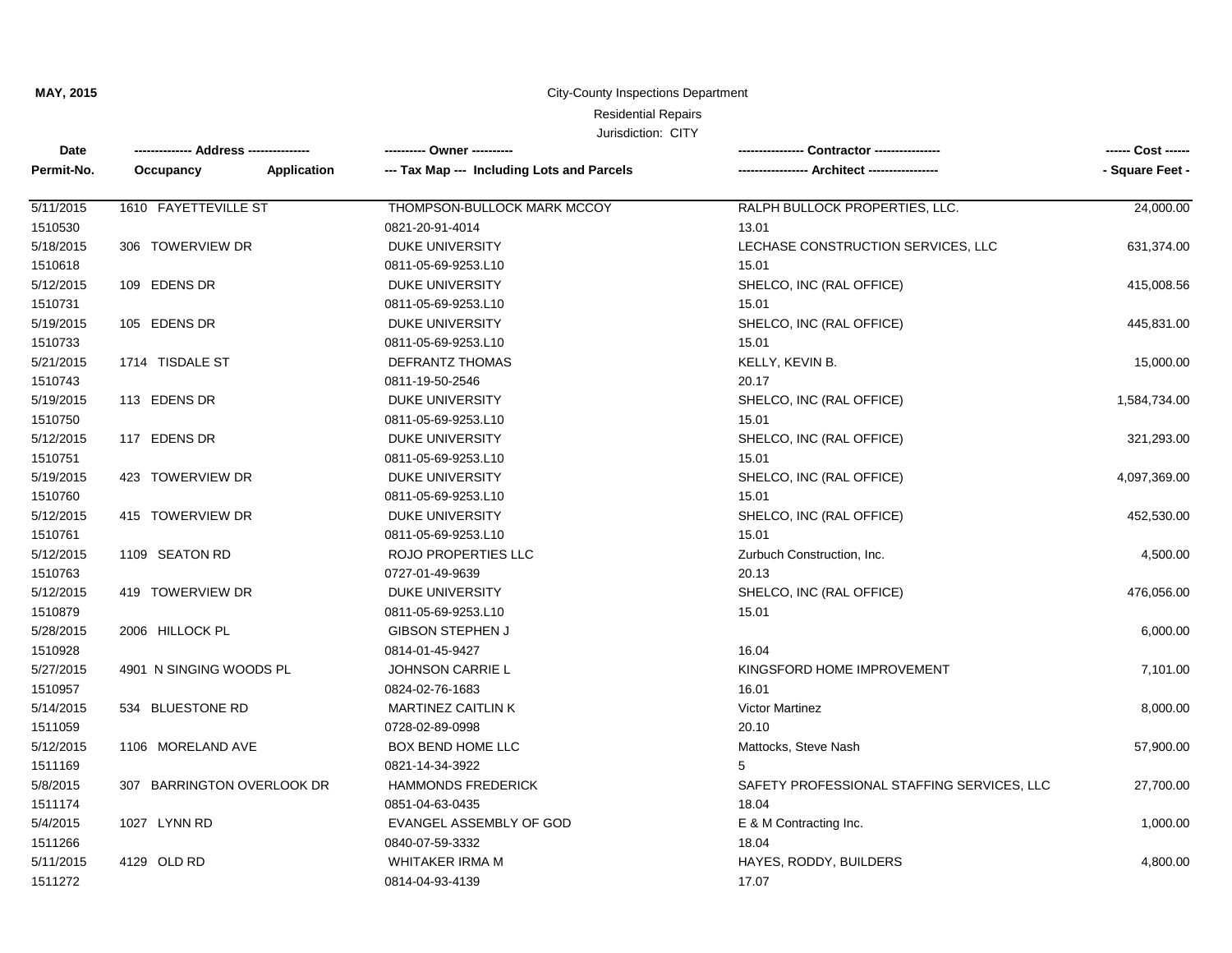**MAY, 2015**

City-County Inspections Department

Residential Repairs

Jurisdiction: CITY

| Date / Permit-No. | Address / Occupancy / Application | Owner / Tax Map --- Including Lots and Parcels | Contractor / Architect | Cost / Square Feet |
|---|---|---|---|---|
| 5/11/2015<br>1510530 | 1610 FAYETTEVILLE ST | THOMPSON-BULLOCK MARK MCCOY<br>0821-20-91-4014 | RALPH BULLOCK PROPERTIES, LLC.<br>13.01 | 24,000.00 |
| 5/18/2015<br>1510618 | 306 TOWERVIEW DR | DUKE UNIVERSITY<br>0811-05-69-9253.L10 | LECHASE CONSTRUCTION SERVICES, LLC<br>15.01 | 631,374.00 |
| 5/12/2015<br>1510731 | 109 EDENS DR | DUKE UNIVERSITY<br>0811-05-69-9253.L10 | SHELCO, INC (RAL OFFICE)<br>15.01 | 415,008.56 |
| 5/19/2015<br>1510733 | 105 EDENS DR | DUKE UNIVERSITY<br>0811-05-69-9253.L10 | SHELCO, INC (RAL OFFICE)<br>15.01 | 445,831.00 |
| 5/21/2015<br>1510743 | 1714 TISDALE ST | DEFRANTZ THOMAS<br>0811-19-50-2546 | KELLY, KEVIN B.<br>20.17 | 15,000.00 |
| 5/19/2015<br>1510750 | 113 EDENS DR | DUKE UNIVERSITY<br>0811-05-69-9253.L10 | SHELCO, INC (RAL OFFICE)<br>15.01 | 1,584,734.00 |
| 5/12/2015<br>1510751 | 117 EDENS DR | DUKE UNIVERSITY<br>0811-05-69-9253.L10 | SHELCO, INC (RAL OFFICE)<br>15.01 | 321,293.00 |
| 5/19/2015<br>1510760 | 423 TOWERVIEW DR | DUKE UNIVERSITY<br>0811-05-69-9253.L10 | SHELCO, INC (RAL OFFICE)<br>15.01 | 4,097,369.00 |
| 5/12/2015<br>1510761 | 415 TOWERVIEW DR | DUKE UNIVERSITY<br>0811-05-69-9253.L10 | SHELCO, INC (RAL OFFICE)<br>15.01 | 452,530.00 |
| 5/12/2015<br>1510763 | 1109 SEATON RD | ROJO PROPERTIES LLC<br>0727-01-49-9639 | Zurbuch Construction, Inc.<br>20.13 | 4,500.00 |
| 5/12/2015<br>1510879 | 419 TOWERVIEW DR | DUKE UNIVERSITY<br>0811-05-69-9253.L10 | SHELCO, INC (RAL OFFICE)<br>15.01 | 476,056.00 |
| 5/28/2015<br>1510928 | 2006 HILLOCK PL | GIBSON STEPHEN J<br>0814-01-45-9427 | <br>16.04 | 6,000.00 |
| 5/27/2015<br>1510957 | 4901 N SINGING WOODS PL | JOHNSON CARRIE L<br>0824-02-76-1683 | KINGSFORD HOME IMPROVEMENT<br>16.01 | 7,101.00 |
| 5/14/2015<br>1511059 | 534 BLUESTONE RD | MARTINEZ CAITLIN K<br>0728-02-89-0998 | Victor Martinez<br>20.10 | 8,000.00 |
| 5/12/2015<br>1511169 | 1106 MORELAND AVE | BOX BEND HOME LLC<br>0821-14-34-3922 | Mattocks, Steve Nash<br>5 | 57,900.00 |
| 5/8/2015<br>1511174 | 307 BARRINGTON OVERLOOK DR | HAMMONDS FREDERICK<br>0851-04-63-0435 | SAFETY PROFESSIONAL STAFFING SERVICES, LLC<br>18.04 | 27,700.00 |
| 5/4/2015<br>1511266 | 1027 LYNN RD | EVANGEL ASSEMBLY OF GOD<br>0840-07-59-3332 | E & M Contracting Inc.<br>18.04 | 1,000.00 |
| 5/11/2015<br>1511272 | 4129 OLD RD | WHITAKER IRMA M<br>0814-04-93-4139 | HAYES, RODDY, BUILDERS<br>17.07 | 4,800.00 |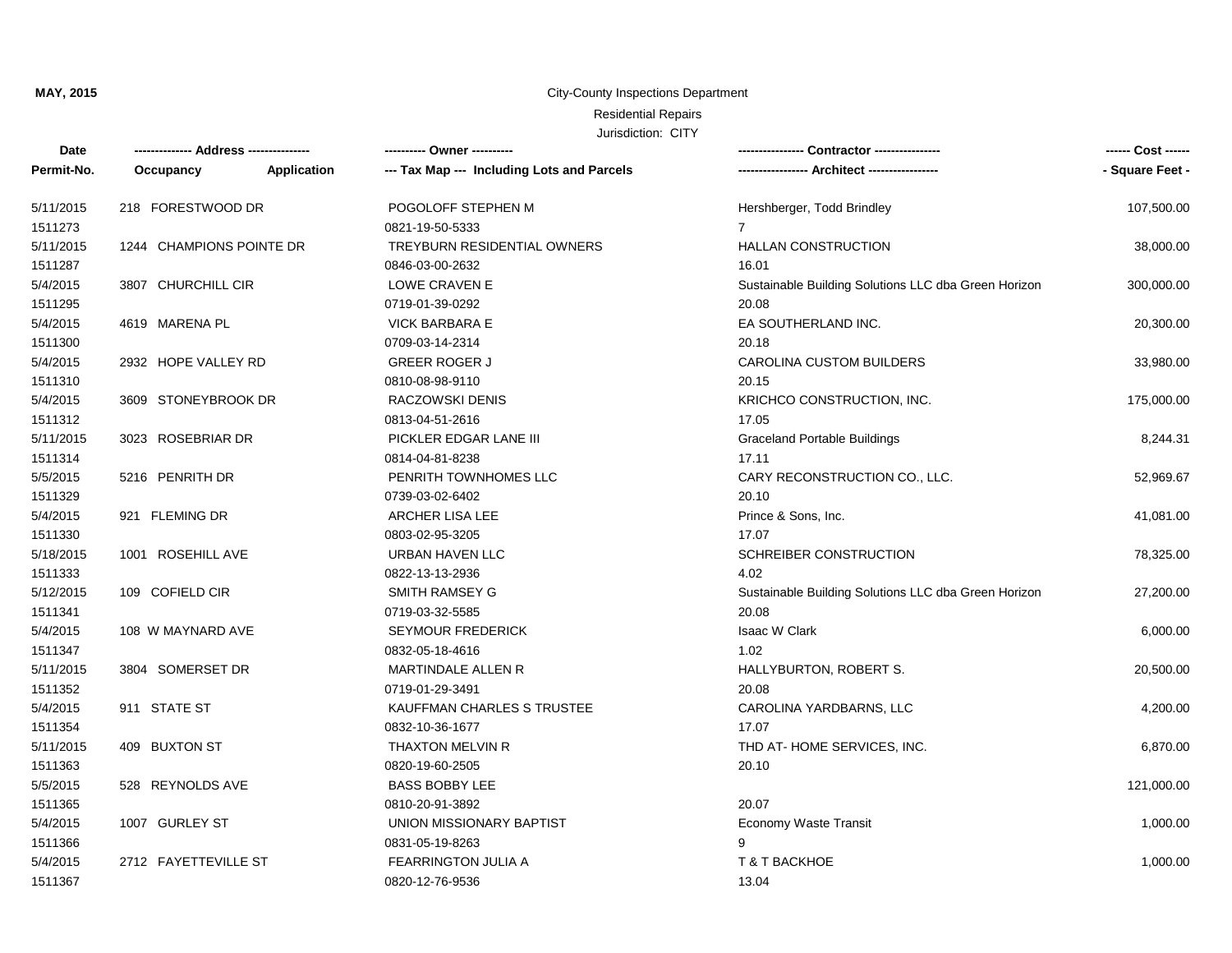**MAY, 2015**

City-County Inspections Department

Residential Repairs

Jurisdiction: CITY

| Date<br>Permit-No. | Address<br>Occupancy / Application | Owner<br>Tax Map --- Including Lots and Parcels | Contractor<br>Architect | Cost<br>Square Feet |
|---|---|---|---|---|
| 5/11/2015<br>1511273 | 218 FORESTWOOD DR | POGOLOFF STEPHEN M<br>0821-19-50-5333 | Hershberger, Todd Brindley<br>7 | 107,500.00 |
| 5/11/2015<br>1511287 | 1244 CHAMPIONS POINTE DR | TREYBURN RESIDENTIAL OWNERS<br>0846-03-00-2632 | HALLAN CONSTRUCTION<br>16.01 | 38,000.00 |
| 5/4/2015<br>1511295 | 3807 CHURCHILL CIR | LOWE CRAVEN E<br>0719-01-39-0292 | Sustainable Building Solutions LLC dba Green Horizon<br>20.08 | 300,000.00 |
| 5/4/2015<br>1511300 | 4619 MARENA PL | VICK BARBARA E<br>0709-03-14-2314 | EA SOUTHERLAND INC.<br>20.18 | 20,300.00 |
| 5/4/2015<br>1511310 | 2932 HOPE VALLEY RD | GREER ROGER J<br>0810-08-98-9110 | CAROLINA CUSTOM BUILDERS<br>20.15 | 33,980.00 |
| 5/4/2015<br>1511312 | 3609 STONEYBROOK DR | RACZOWSKI DENIS<br>0813-04-51-2616 | KRICHCO CONSTRUCTION, INC.<br>17.05 | 175,000.00 |
| 5/11/2015<br>1511314 | 3023 ROSEBRIAR DR | PICKLER EDGAR LANE III<br>0814-04-81-8238 | Graceland Portable Buildings<br>17.11 | 8,244.31 |
| 5/5/2015<br>1511329 | 5216 PENRITH DR | PENRITH TOWNHOMES LLC<br>0739-03-02-6402 | CARY RECONSTRUCTION CO., LLC.<br>20.10 | 52,969.67 |
| 5/4/2015<br>1511330 | 921 FLEMING DR | ARCHER LISA LEE<br>0803-02-95-3205 | Prince & Sons, Inc.<br>17.07 | 41,081.00 |
| 5/18/2015<br>1511333 | 1001 ROSEHILL AVE | URBAN HAVEN LLC<br>0822-13-13-2936 | SCHREIBER CONSTRUCTION<br>4.02 | 78,325.00 |
| 5/12/2015<br>1511341 | 109 COFIELD CIR | SMITH RAMSEY G<br>0719-03-32-5585 | Sustainable Building Solutions LLC dba Green Horizon<br>20.08 | 27,200.00 |
| 5/4/2015<br>1511347 | 108 W MAYNARD AVE | SEYMOUR FREDERICK<br>0832-05-18-4616 | Isaac W Clark<br>1.02 | 6,000.00 |
| 5/11/2015<br>1511352 | 3804 SOMERSET DR | MARTINDALE ALLEN R<br>0719-01-29-3491 | HALLYBURTON, ROBERT S.<br>20.08 | 20,500.00 |
| 5/4/2015<br>1511354 | 911 STATE ST | KAUFFMAN CHARLES S TRUSTEE<br>0832-10-36-1677 | CAROLINA YARDBARNS, LLC<br>17.07 | 4,200.00 |
| 5/11/2015<br>1511363 | 409 BUXTON ST | THAXTON MELVIN R<br>0820-19-60-2505 | THD AT- HOME SERVICES, INC.<br>20.10 | 6,870.00 |
| 5/5/2015<br>1511365 | 528 REYNOLDS AVE | BASS BOBBY LEE<br>0810-20-91-3892 | 20.07 | 121,000.00 |
| 5/4/2015<br>1511366 | 1007 GURLEY ST | UNION MISSIONARY BAPTIST<br>0831-05-19-8263 | Economy Waste Transit<br>9 | 1,000.00 |
| 5/4/2015<br>1511367 | 2712 FAYETTEVILLE ST | FEARRINGTON JULIA A<br>0820-12-76-9536 | T & T BACKHOE<br>13.04 | 1,000.00 |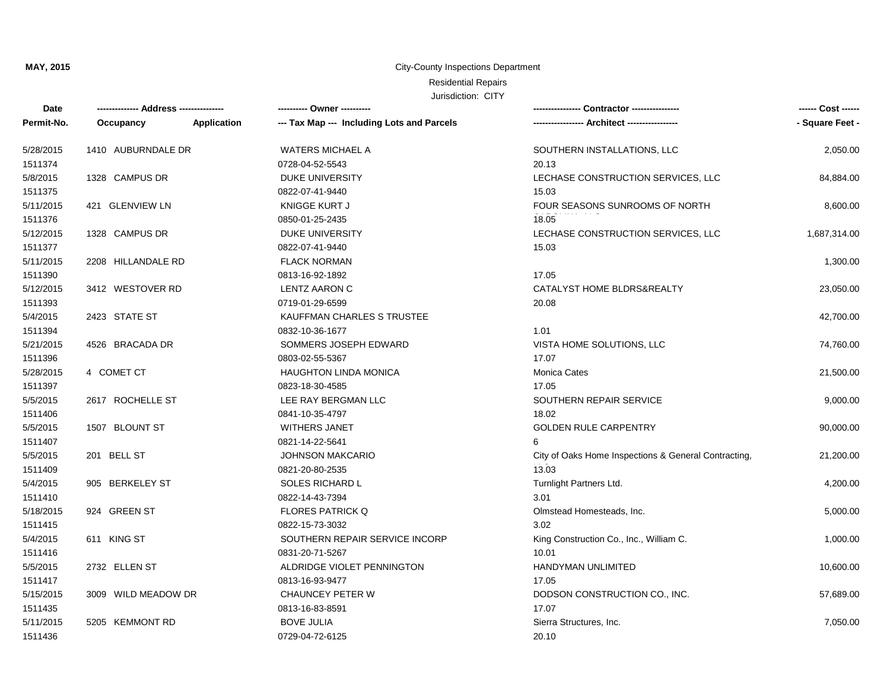**MAY, 2015**

City-County Inspections Department

Residential Repairs

Jurisdiction: CITY

| Date<br>Permit-No. | Address<br>Occupancy | Application | Owner<br>Tax Map --- Including Lots and Parcels | Contractor<br>Architect | Cost<br>Square Feet |
|---|---|---|---|---|---|
| 5/28/2015<br>1511374 | 1410 AUBURNDALE DR | | WATERS MICHAEL A<br>0728-04-52-5543 | SOUTHERN INSTALLATIONS, LLC<br>20.13 | 2,050.00 |
| 5/8/2015<br>1511375 | 1328 CAMPUS DR | | DUKE UNIVERSITY<br>0822-07-41-9440 | LECHASE CONSTRUCTION SERVICES, LLC<br>15.03 | 84,884.00 |
| 5/11/2015<br>1511376 | 421 GLENVIEW LN | | KNIGGE KURT J<br>0850-01-25-2435 | FOUR SEASONS SUNROOMS OF NORTH CAROLINA, LLC<br>18.05 | 8,600.00 |
| 5/12/2015<br>1511377 | 1328 CAMPUS DR | | DUKE UNIVERSITY<br>0822-07-41-9440 | LECHASE CONSTRUCTION SERVICES, LLC<br>15.03 | 1,687,314.00 |
| 5/11/2015<br>1511390 | 2208 HILLANDALE RD | | FLACK NORMAN<br>0813-16-92-1892 | <br>17.05 | 1,300.00 |
| 5/12/2015<br>1511393 | 3412 WESTOVER RD | | LENTZ AARON C<br>0719-01-29-6599 | CATALYST HOME BLDRS&REALTY<br>20.08 | 23,050.00 |
| 5/4/2015<br>1511394 | 2423 STATE ST | | KAUFFMAN CHARLES S TRUSTEE<br>0832-10-36-1677 | <br>1.01 | 42,700.00 |
| 5/21/2015<br>1511396 | 4526 BRACADA DR | | SOMMERS JOSEPH EDWARD<br>0803-02-55-5367 | VISTA HOME SOLUTIONS, LLC<br>17.07 | 74,760.00 |
| 5/28/2015<br>1511397 | 4 COMET CT | | HAUGHTON LINDA MONICA<br>0823-18-30-4585 | Monica Cates<br>17.05 | 21,500.00 |
| 5/5/2015<br>1511406 | 2617 ROCHELLE ST | | LEE RAY BERGMAN LLC<br>0841-10-35-4797 | SOUTHERN REPAIR SERVICE<br>18.02 | 9,000.00 |
| 5/5/2015<br>1511407 | 1507 BLOUNT ST | | WITHERS JANET<br>0821-14-22-5641 | GOLDEN RULE CARPENTRY<br>6 | 90,000.00 |
| 5/5/2015<br>1511409 | 201 BELL ST | | JOHNSON MAKCARIO<br>0821-20-80-2535 | City of Oaks Home Inspections & General Contracting, LLC<br>13.03 | 21,200.00 |
| 5/4/2015<br>1511410 | 905 BERKELEY ST | | SOLES RICHARD L<br>0822-14-43-7394 | Turnlight Partners Ltd.<br>3.01 | 4,200.00 |
| 5/18/2015<br>1511415 | 924 GREEN ST | | FLORES PATRICK Q<br>0822-15-73-3032 | Olmstead Homesteads, Inc.<br>3.02 | 5,000.00 |
| 5/4/2015<br>1511416 | 611 KING ST | | SOUTHERN REPAIR SERVICE INCORP<br>0831-20-71-5267 | King Construction Co., Inc., William C.<br>10.01 | 1,000.00 |
| 5/5/2015<br>1511417 | 2732 ELLEN ST | | ALDRIDGE VIOLET PENNINGTON<br>0813-16-93-9477 | HANDYMAN UNLIMITED<br>17.05 | 10,600.00 |
| 5/15/2015<br>1511435 | 3009 WILD MEADOW DR | | CHAUNCEY PETER W<br>0813-16-83-8591 | DODSON CONSTRUCTION CO., INC.<br>17.07 | 57,689.00 |
| 5/11/2015<br>1511436 | 5205 KEMMONT RD | | BOVE JULIA<br>0729-04-72-6125 | Sierra Structures, Inc.<br>20.10 | 7,050.00 |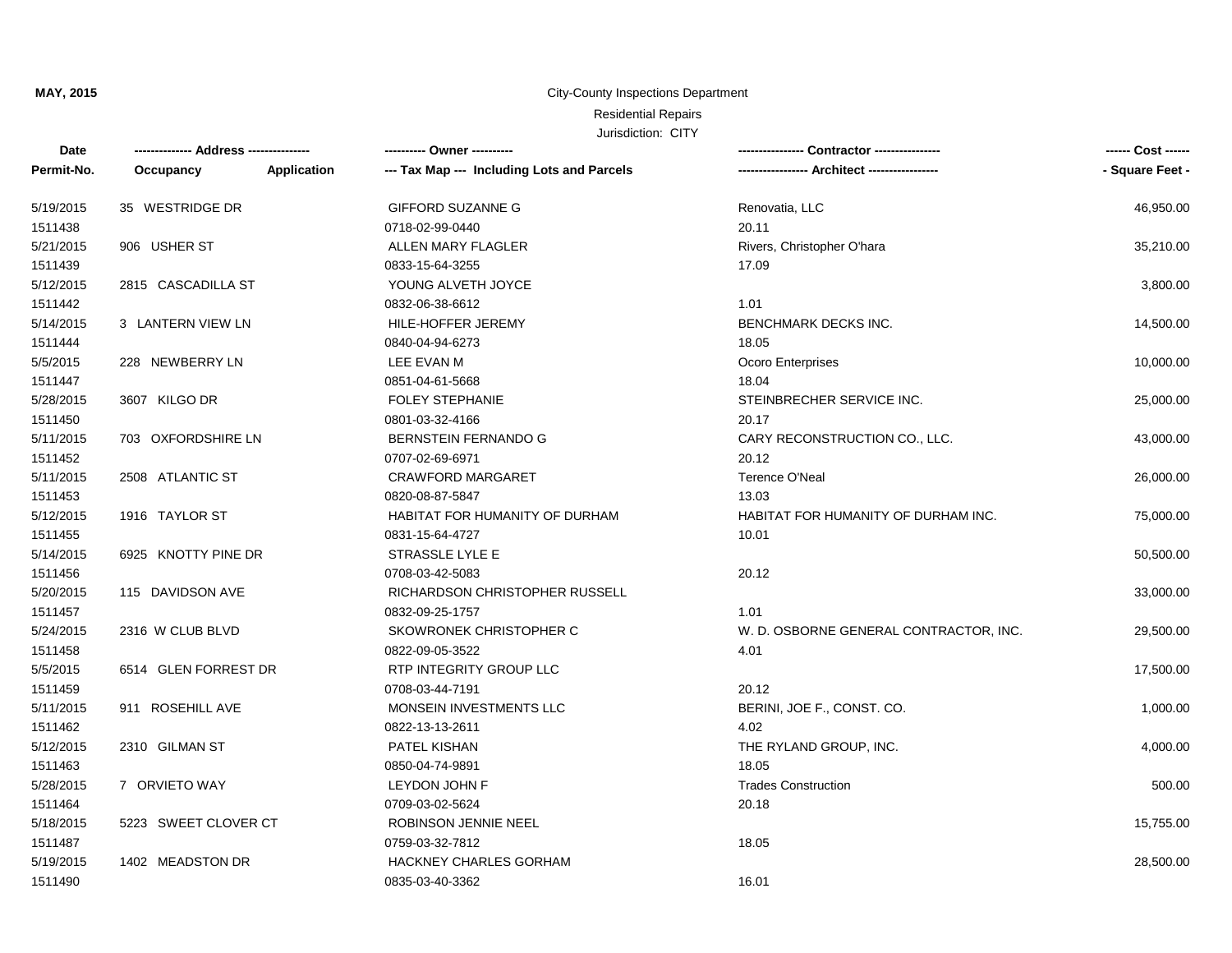**MAY, 2015**

City-County Inspections Department

Residential Repairs

Jurisdiction: CITY

| Date<br>Permit-No. | ------------- Address --------------<br>Occupancy | <br>Application | ---------- Owner ----------<br>--- Tax Map --- Including Lots and Parcels | --------------- Contractor ---------------<br>---------------- Architect ---------------- | ------ Cost ------<br>- Square Feet - |
|---|---|---|---|---|---|
| 5/19/2015<br>1511438 | 35 WESTRIDGE DR | | GIFFORD SUZANNE G<br>0718-02-99-0440 | Renovatia, LLC<br>20.11 | 46,950.00 |
| 5/21/2015<br>1511439 | 906 USHER ST | | ALLEN MARY FLAGLER<br>0833-15-64-3255 | Rivers, Christopher O'hara<br>17.09 | 35,210.00 |
| 5/12/2015<br>1511442 | 2815 CASCADILLA ST | | YOUNG ALVETH JOYCE<br>0832-06-38-6612 | <br>1.01 | 3,800.00 |
| 5/14/2015<br>1511444 | 3 LANTERN VIEW LN | | HILE-HOFFER JEREMY<br>0840-04-94-6273 | BENCHMARK DECKS INC.<br>18.05 | 14,500.00 |
| 5/5/2015<br>1511447 | 228 NEWBERRY LN | | LEE EVAN M<br>0851-04-61-5668 | Ocoro Enterprises<br>18.04 | 10,000.00 |
| 5/28/2015<br>1511450 | 3607 KILGO DR | | FOLEY STEPHANIE<br>0801-03-32-4166 | STEINBRECHER SERVICE INC.<br>20.17 | 25,000.00 |
| 5/11/2015<br>1511452 | 703 OXFORDSHIRE LN | | BERNSTEIN FERNANDO G<br>0707-02-69-6971 | CARY RECONSTRUCTION CO., LLC.<br>20.12 | 43,000.00 |
| 5/11/2015<br>1511453 | 2508 ATLANTIC ST | | CRAWFORD MARGARET<br>0820-08-87-5847 | Terence O'Neal<br>13.03 | 26,000.00 |
| 5/12/2015<br>1511455 | 1916 TAYLOR ST | | HABITAT FOR HUMANITY OF DURHAM<br>0831-15-64-4727 | HABITAT FOR HUMANITY OF DURHAM INC.<br>10.01 | 75,000.00 |
| 5/14/2015<br>1511456 | 6925 KNOTTY PINE DR | | STRASSLE LYLE E<br>0708-03-42-5083 | <br>20.12 | 50,500.00 |
| 5/20/2015<br>1511457 | 115 DAVIDSON AVE | | RICHARDSON CHRISTOPHER RUSSELL<br>0832-09-25-1757 | <br>1.01 | 33,000.00 |
| 5/24/2015<br>1511458 | 2316 W CLUB BLVD | | SKOWRONEK CHRISTOPHER C<br>0822-09-05-3522 | W. D. OSBORNE GENERAL CONTRACTOR, INC.<br>4.01 | 29,500.00 |
| 5/5/2015<br>1511459 | 6514 GLEN FORREST DR | | RTP INTEGRITY GROUP LLC<br>0708-03-44-7191 | <br>20.12 | 17,500.00 |
| 5/11/2015<br>1511462 | 911 ROSEHILL AVE | | MONSEIN INVESTMENTS LLC<br>0822-13-13-2611 | BERINI, JOE F., CONST. CO.<br>4.02 | 1,000.00 |
| 5/12/2015<br>1511463 | 2310 GILMAN ST | | PATEL KISHAN<br>0850-04-74-9891 | THE RYLAND GROUP, INC.<br>18.05 | 4,000.00 |
| 5/28/2015<br>1511464 | 7 ORVIETO WAY | | LEYDON JOHN F<br>0709-03-02-5624 | Trades Construction<br>20.18 | 500.00 |
| 5/18/2015<br>1511487 | 5223 SWEET CLOVER CT | | ROBINSON JENNIE NEEL<br>0759-03-32-7812 | <br>18.05 | 15,755.00 |
| 5/19/2015<br>1511490 | 1402 MEADSTON DR | | HACKNEY CHARLES GORHAM<br>0835-03-40-3362 | <br>16.01 | 28,500.00 |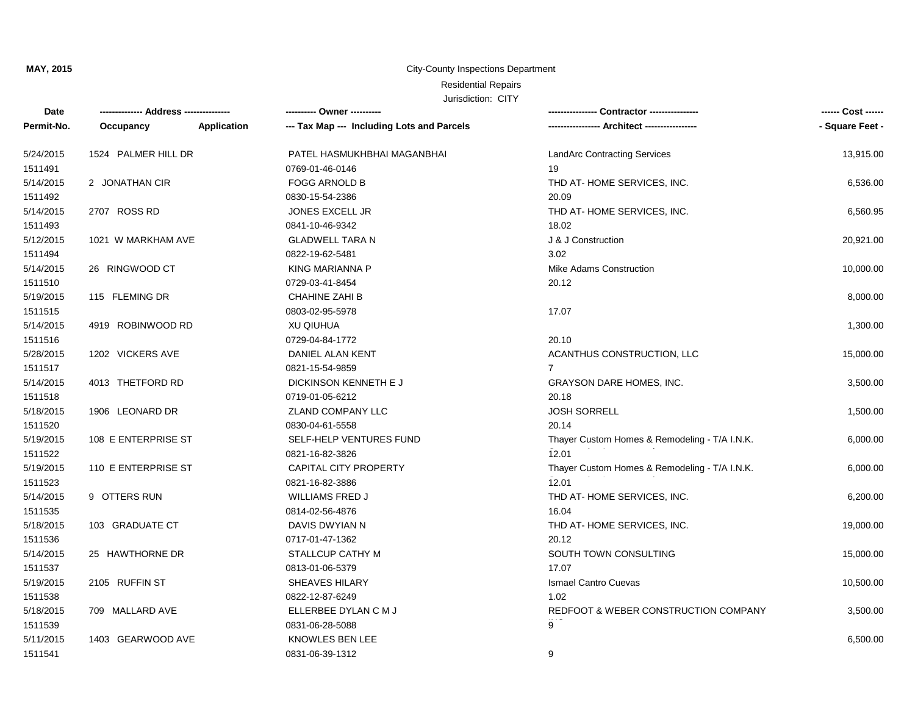**MAY, 2015**

City-County Inspections Department

Residential Repairs

Jurisdiction: CITY

| Date / Permit-No. | Address / Occupancy / Application | Owner / Tax Map --- Including Lots and Parcels | Contractor / Architect | Cost / Square Feet |
|---|---|---|---|---|
| 5/24/2015<br>1511491 | 1524 PALMER HILL DR | PATEL HASMUKHBHAI MAGANBHAI<br>0769-01-46-0146 | LandArc Contracting Services<br>19 | 13,915.00 |
| 5/14/2015<br>1511492 | 2 JONATHAN CIR | FOGG ARNOLD B<br>0830-15-54-2386 | THD AT- HOME SERVICES, INC.<br>20.09 | 6,536.00 |
| 5/14/2015<br>1511493 | 2707 ROSS RD | JONES EXCELL JR<br>0841-10-46-9342 | THD AT- HOME SERVICES, INC.<br>18.02 | 6,560.95 |
| 5/12/2015<br>1511494 | 1021 W MARKHAM AVE | GLADWELL TARA N<br>0822-19-62-5481 | J & J Construction<br>3.02 | 20,921.00 |
| 5/14/2015<br>1511510 | 26 RINGWOOD CT | KING MARIANNA P<br>0729-03-41-8454 | Mike Adams Construction<br>20.12 | 10,000.00 |
| 5/19/2015<br>1511515 | 115 FLEMING DR | CHAHINE ZAHI B<br>0803-02-95-5978 | 17.07 | 8,000.00 |
| 5/14/2015<br>1511516 | 4919 ROBINWOOD RD | XU QIUHUA<br>0729-04-84-1772 | 20.10 | 1,300.00 |
| 5/28/2015<br>1511517 | 1202 VICKERS AVE | DANIEL ALAN KENT<br>0821-15-54-9859 | ACANTHUS CONSTRUCTION, LLC<br>7 | 15,000.00 |
| 5/14/2015<br>1511518 | 4013 THETFORD RD | DICKINSON KENNETH E J<br>0719-01-05-6212 | GRAYSON DARE HOMES, INC.<br>20.18 | 3,500.00 |
| 5/18/2015<br>1511520 | 1906 LEONARD DR | ZLAND COMPANY LLC<br>0830-04-61-5558 | JOSH SORRELL<br>20.14 | 1,500.00 |
| 5/19/2015<br>1511522 | 108 E ENTERPRISE ST | SELF-HELP VENTURES FUND<br>0821-16-82-3826 | Thayer Custom Homes & Remodeling - T/A I.N.K.<br>12.01 | 6,000.00 |
| 5/19/2015<br>1511523 | 110 E ENTERPRISE ST | CAPITAL CITY PROPERTY<br>0821-16-82-3886 | Thayer Custom Homes & Remodeling - T/A I.N.K.<br>12.01 | 6,000.00 |
| 5/14/2015<br>1511535 | 9 OTTERS RUN | WILLIAMS FRED J<br>0814-02-56-4876 | THD AT- HOME SERVICES, INC.<br>16.04 | 6,200.00 |
| 5/18/2015<br>1511536 | 103 GRADUATE CT | DAVIS DWYIAN N<br>0717-01-47-1362 | THD AT- HOME SERVICES, INC.<br>20.12 | 19,000.00 |
| 5/14/2015<br>1511537 | 25 HAWTHORNE DR | STALLCUP CATHY M<br>0813-01-06-5379 | SOUTH TOWN CONSULTING<br>17.07 | 15,000.00 |
| 5/19/2015<br>1511538 | 2105 RUFFIN ST | SHEAVES HILARY<br>0822-12-87-6249 | Ismael Cantro Cuevas<br>1.02 | 10,500.00 |
| 5/18/2015<br>1511539 | 709 MALLARD AVE | ELLERBEE DYLAN C M J<br>0831-06-28-5088 | REDFOOT & WEBER CONSTRUCTION COMPANY<br>9 | 3,500.00 |
| 5/11/2015<br>1511541 | 1403 GEARWOOD AVE | KNOWLES BEN LEE<br>0831-06-39-1312 | 9 | 6,500.00 |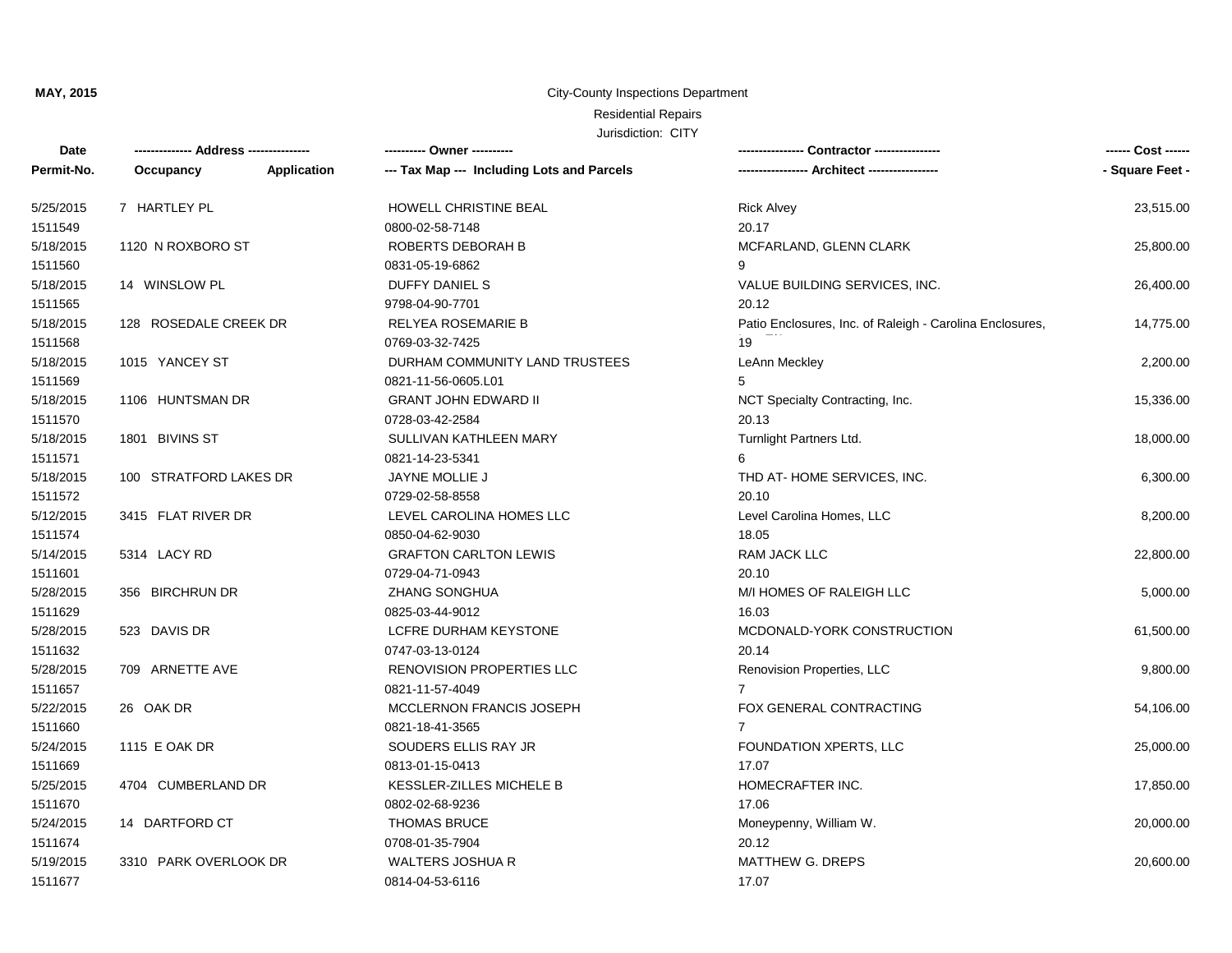**MAY, 2015**

City-County Inspections Department

Residential Repairs

Jurisdiction: CITY

| Date<br>Permit-No. | ------------- Address --------------<br>Occupancy Application | ---------- Owner ----------<br>--- Tax Map --- Including Lots and Parcels | ---------------- Contractor ----------------<br>----------------- Architect ----------------- | ------ Cost ------<br>- Square Feet - |
|---|---|---|---|---|
| 5/25/2015<br>1511549 | 7 HARTLEY PL | HOWELL CHRISTINE BEAL<br>0800-02-58-7148 | Rick Alvey<br>20.17 | 23,515.00 |
| 5/18/2015<br>1511560 | 1120 N ROXBORO ST | ROBERTS DEBORAH B<br>0831-05-19-6862 | MCFARLAND, GLENN CLARK<br>9 | 25,800.00 |
| 5/18/2015<br>1511565 | 14 WINSLOW PL | DUFFY DANIEL S<br>9798-04-90-7701 | VALUE BUILDING SERVICES, INC.<br>20.12 | 26,400.00 |
| 5/18/2015<br>1511568 | 128 ROSEDALE CREEK DR | RELYEA ROSEMARIE B<br>0769-03-32-7425 | Patio Enclosures, Inc. of Raleigh - Carolina Enclosures,<br>19 | 14,775.00 |
| 5/18/2015<br>1511569 | 1015 YANCEY ST | DURHAM COMMUNITY LAND TRUSTEES<br>0821-11-56-0605.L01 | LeAnn Meckley<br>5 | 2,200.00 |
| 5/18/2015<br>1511570 | 1106 HUNTSMAN DR | GRANT JOHN EDWARD II<br>0728-03-42-2584 | NCT Specialty Contracting, Inc.<br>20.13 | 15,336.00 |
| 5/18/2015<br>1511571 | 1801 BIVINS ST | SULLIVAN KATHLEEN MARY<br>0821-14-23-5341 | Turnlight Partners Ltd.<br>6 | 18,000.00 |
| 5/18/2015<br>1511572 | 100 STRATFORD LAKES DR | JAYNE MOLLIE J<br>0729-02-58-8558 | THD AT- HOME SERVICES, INC.<br>20.10 | 6,300.00 |
| 5/12/2015<br>1511574 | 3415 FLAT RIVER DR | LEVEL CAROLINA HOMES LLC<br>0850-04-62-9030 | Level Carolina Homes, LLC<br>18.05 | 8,200.00 |
| 5/14/2015<br>1511601 | 5314 LACY RD | GRAFTON CARLTON LEWIS<br>0729-04-71-0943 | RAM JACK LLC<br>20.10 | 22,800.00 |
| 5/28/2015<br>1511629 | 356 BIRCHRUN DR | ZHANG SONGHUA<br>0825-03-44-9012 | M/I HOMES OF RALEIGH LLC<br>16.03 | 5,000.00 |
| 5/28/2015<br>1511632 | 523 DAVIS DR | LCFRE DURHAM KEYSTONE<br>0747-03-13-0124 | MCDONALD-YORK CONSTRUCTION<br>20.14 | 61,500.00 |
| 5/28/2015<br>1511657 | 709 ARNETTE AVE | RENOVISION PROPERTIES LLC<br>0821-11-57-4049 | Renovision Properties, LLC<br>7 | 9,800.00 |
| 5/22/2015<br>1511660 | 26 OAK DR | MCCLERNON FRANCIS JOSEPH<br>0821-18-41-3565 | FOX GENERAL CONTRACTING<br>7 | 54,106.00 |
| 5/24/2015<br>1511669 | 1115 E OAK DR | SOUDERS ELLIS RAY JR<br>0813-01-15-0413 | FOUNDATION XPERTS, LLC<br>17.07 | 25,000.00 |
| 5/25/2015<br>1511670 | 4704 CUMBERLAND DR | KESSLER-ZILLES MICHELE B<br>0802-02-68-9236 | HOMECRAFTER INC.<br>17.06 | 17,850.00 |
| 5/24/2015<br>1511674 | 14 DARTFORD CT | THOMAS BRUCE<br>0708-01-35-7904 | Moneypenny, William W.<br>20.12 | 20,000.00 |
| 5/19/2015<br>1511677 | 3310 PARK OVERLOOK DR | WALTERS JOSHUA R<br>0814-04-53-6116 | MATTHEW G. DREPS<br>17.07 | 20,600.00 |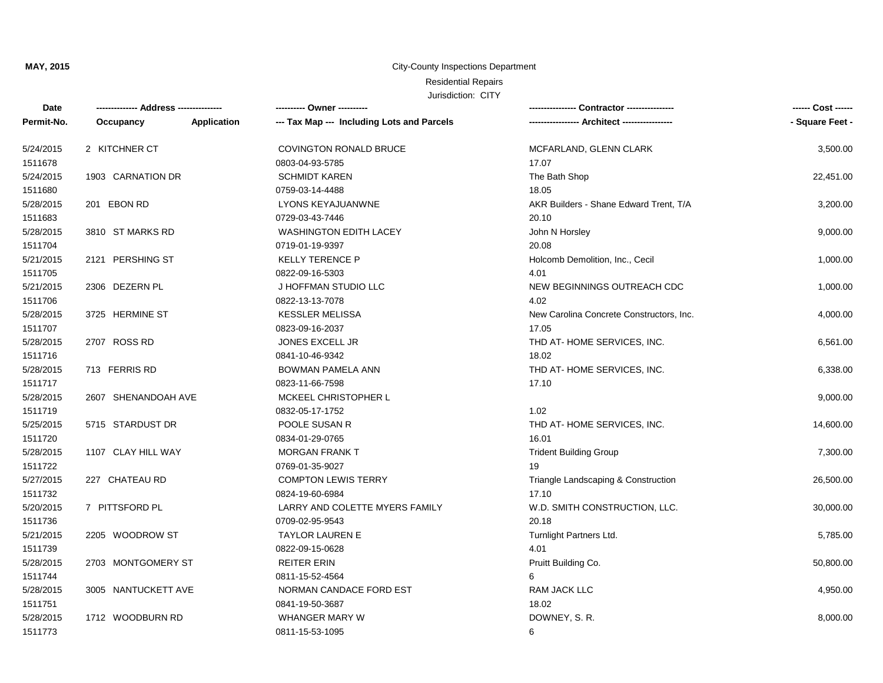**MAY, 2015**

City-County Inspections Department

Residential Repairs

Jurisdiction: CITY

| Date / Permit-No. | Address / Occupancy / Application | Owner / Tax Map --- Including Lots and Parcels | Contractor / Architect | Cost / Square Feet |
|---|---|---|---|---|
| 5/24/2015<br>1511678 | 2 KITCHNER CT | COVINGTON RONALD BRUCE<br>0803-04-93-5785 | MCFARLAND, GLENN CLARK<br>17.07 | 3,500.00 |
| 5/24/2015<br>1511680 | 1903 CARNATION DR | SCHMIDT KAREN<br>0759-03-14-4488 | The Bath Shop<br>18.05 | 22,451.00 |
| 5/28/2015<br>1511683 | 201 EBON RD | LYONS KEYAJUANWNE<br>0729-03-43-7446 | AKR Builders - Shane Edward Trent, T/A<br>20.10 | 3,200.00 |
| 5/28/2015<br>1511704 | 3810 ST MARKS RD | WASHINGTON EDITH LACEY<br>0719-01-19-9397 | John N Horsley<br>20.08 | 9,000.00 |
| 5/21/2015<br>1511705 | 2121 PERSHING ST | KELLY TERENCE P<br>0822-09-16-5303 | Holcomb Demolition, Inc., Cecil<br>4.01 | 1,000.00 |
| 5/21/2015<br>1511706 | 2306 DEZERN PL | J HOFFMAN STUDIO LLC<br>0822-13-13-7078 | NEW BEGINNINGS OUTREACH CDC<br>4.02 | 1,000.00 |
| 5/28/2015<br>1511707 | 3725 HERMINE ST | KESSLER MELISSA<br>0823-09-16-2037 | New Carolina Concrete Constructors, Inc.<br>17.05 | 4,000.00 |
| 5/28/2015<br>1511716 | 2707 ROSS RD | JONES EXCELL JR<br>0841-10-46-9342 | THD AT- HOME SERVICES, INC.<br>18.02 | 6,561.00 |
| 5/28/2015<br>1511717 | 713 FERRIS RD | BOWMAN PAMELA ANN<br>0823-11-66-7598 | THD AT- HOME SERVICES, INC.<br>17.10 | 6,338.00 |
| 5/28/2015<br>1511719 | 2607 SHENANDOAH AVE | MCKEEL CHRISTOPHER L<br>0832-05-17-1752 | <br>1.02 | 9,000.00 |
| 5/25/2015<br>1511720 | 5715 STARDUST DR | POOLE SUSAN R<br>0834-01-29-0765 | THD AT- HOME SERVICES, INC.<br>16.01 | 14,600.00 |
| 5/28/2015<br>1511722 | 1107 CLAY HILL WAY | MORGAN FRANK T<br>0769-01-35-9027 | Trident Building Group<br>19 | 7,300.00 |
| 5/27/2015<br>1511732 | 227 CHATEAU RD | COMPTON LEWIS TERRY<br>0824-19-60-6984 | Triangle Landscaping & Construction<br>17.10 | 26,500.00 |
| 5/20/2015<br>1511736 | 7 PITTSFORD PL | LARRY AND COLETTE MYERS FAMILY<br>0709-02-95-9543 | W.D. SMITH CONSTRUCTION, LLC.<br>20.18 | 30,000.00 |
| 5/21/2015<br>1511739 | 2205 WOODROW ST | TAYLOR LAUREN E<br>0822-09-15-0628 | Turnlight Partners Ltd.<br>4.01 | 5,785.00 |
| 5/28/2015<br>1511744 | 2703 MONTGOMERY ST | REITER ERIN<br>0811-15-52-4564 | Pruitt Building Co.<br>6 | 50,800.00 |
| 5/28/2015<br>1511751 | 3005 NANTUCKETT AVE | NORMAN CANDACE FORD EST<br>0841-19-50-3687 | RAM JACK LLC<br>18.02 | 4,950.00 |
| 5/28/2015<br>1511773 | 1712 WOODBURN RD | WHANGER MARY W<br>0811-15-53-1095 | DOWNEY, S. R.<br>6 | 8,000.00 |